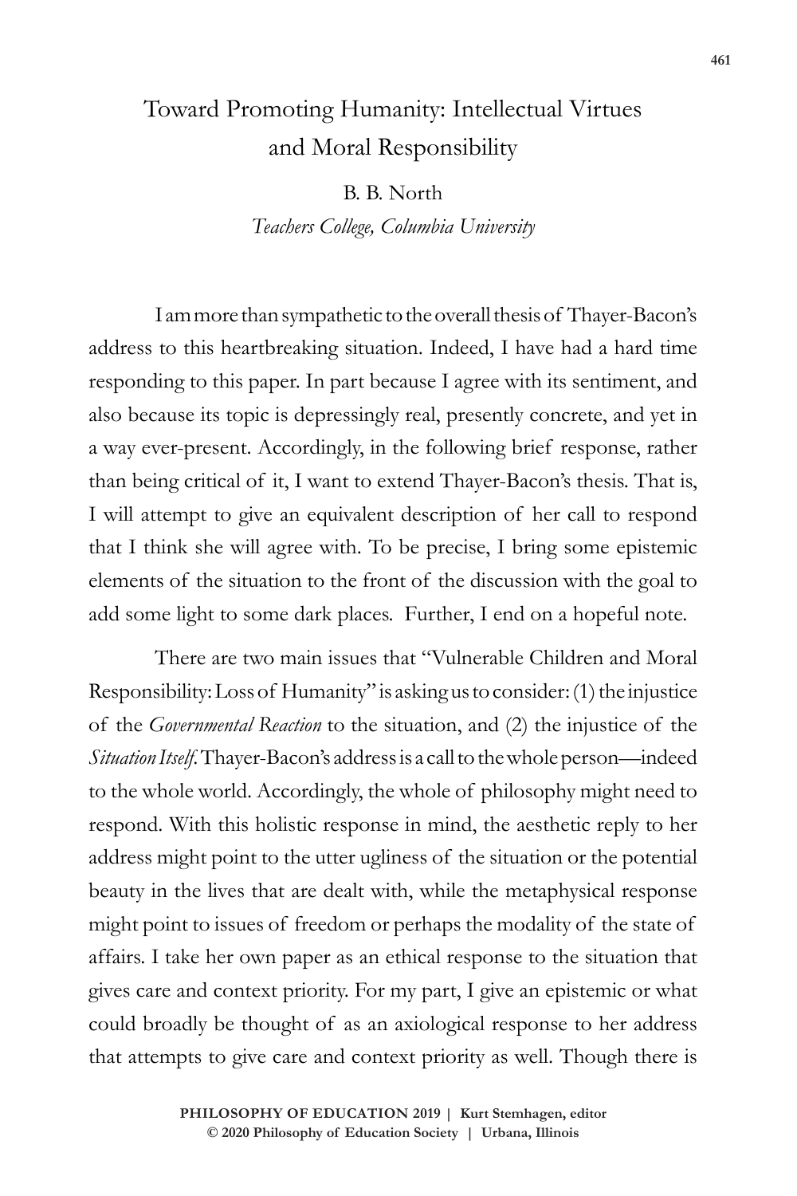# Toward Promoting Humanity: Intellectual Virtues and Moral Responsibility

B. B. North

*Teachers College, Columbia University*

I am more than sympathetic to the overall thesis of Thayer-Bacon's address to this heartbreaking situation. Indeed, I have had a hard time responding to this paper. In part because I agree with its sentiment, and also because its topic is depressingly real, presently concrete, and yet in a way ever-present. Accordingly, in the following brief response, rather than being critical of it, I want to extend Thayer-Bacon's thesis. That is, I will attempt to give an equivalent description of her call to respond that I think she will agree with. To be precise, I bring some epistemic elements of the situation to the front of the discussion with the goal to add some light to some dark places. Further, I end on a hopeful note.

There are two main issues that "Vulnerable Children and Moral Responsibility: Loss of Humanity" is asking us to consider: (1) the injustice of the *Governmental Reaction* to the situation, and (2) the injustice of the *Situation Itself*. Thayer-Bacon's address is a call to the whole person—indeed to the whole world. Accordingly, the whole of philosophy might need to respond. With this holistic response in mind, the aesthetic reply to her address might point to the utter ugliness of the situation or the potential beauty in the lives that are dealt with, while the metaphysical response might point to issues of freedom or perhaps the modality of the state of affairs. I take her own paper as an ethical response to the situation that gives care and context priority. For my part, I give an epistemic or what could broadly be thought of as an axiological response to her address that attempts to give care and context priority as well. Though there is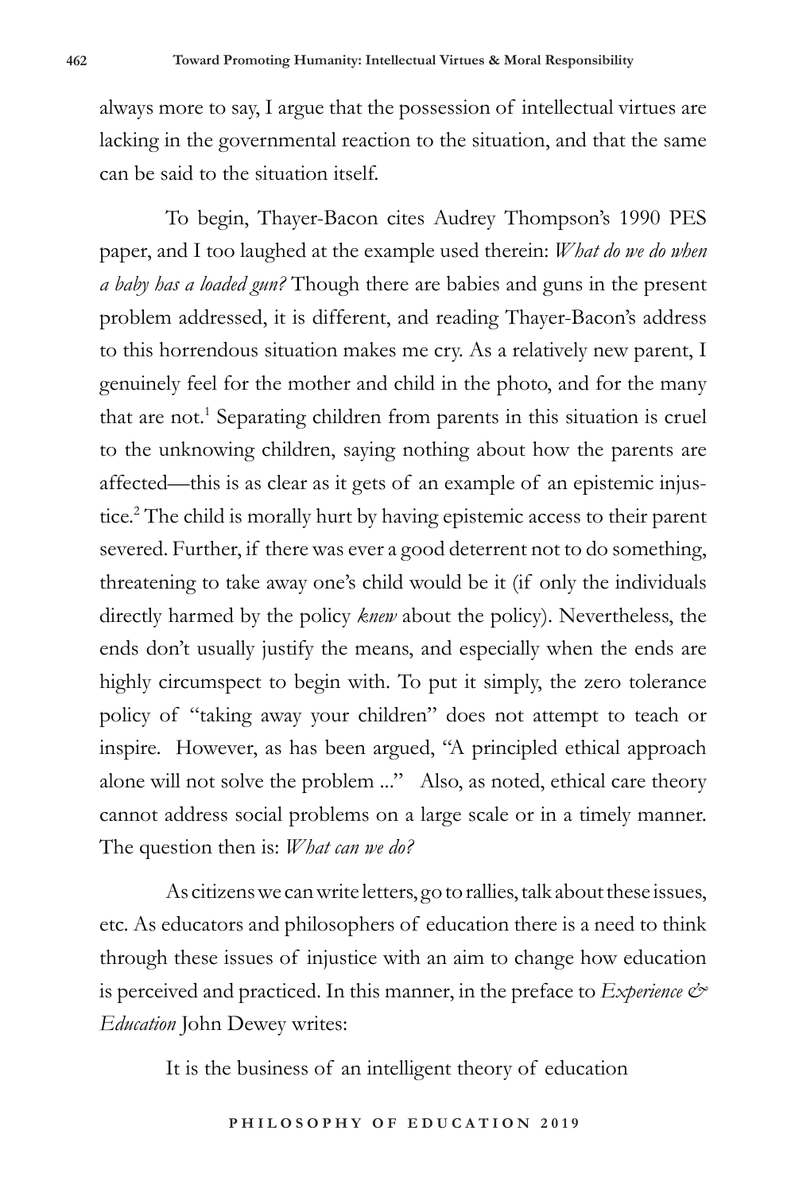always more to say, I argue that the possession of intellectual virtues are lacking in the governmental reaction to the situation, and that the same can be said to the situation itself.

To begin, Thayer-Bacon cites Audrey Thompson's 1990 PES paper, and I too laughed at the example used therein: *What do we do when a baby has a loaded gun?* Though there are babies and guns in the present problem addressed, it is different, and reading Thayer-Bacon's address to this horrendous situation makes me cry. As a relatively new parent, I genuinely feel for the mother and child in the photo, and for the many that are not.[1] Separating children from parents in this situation is cruel to the unknowing children, saying nothing about how the parents are affected—this is as clear as it gets of an example of an epistemic injustice.[2] The child is morally hurt by having epistemic access to their parent severed. Further, if there was ever a good deterrent not to do something, threatening to take away one's child would be it (if only the individuals directly harmed by the policy *knew* about the policy). Nevertheless, the ends don't usually justify the means, and especially when the ends are highly circumspect to begin with. To put it simply, the zero tolerance policy of "taking away your children" does not attempt to teach or inspire. However, as has been argued, "A principled ethical approach alone will not solve the problem ..." Also, as noted, ethical care theory cannot address social problems on a large scale or in a timely manner. The question then is: *What can we do?*

As citizens we can write letters, go to rallies, talk about these issues, etc. As educators and philosophers of education there is a need to think through these issues of injustice with an aim to change how education is perceived and practiced. In this manner, in the preface to *Experience & Education* John Dewey writes:

> It is the business of an intelligent theory of education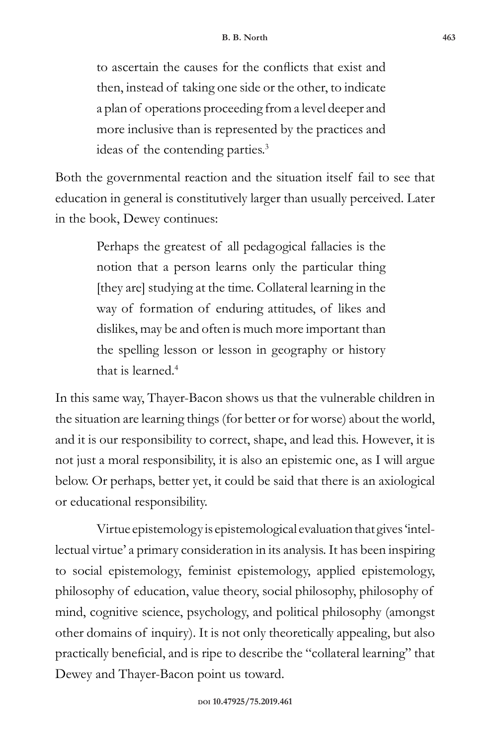> to ascertain the causes for the conflicts that exist and then, instead of taking one side or the other, to indicate a plan of operations proceeding from a level deeper and more inclusive than is represented by the practices and ideas of the contending parties.[3]

Both the governmental reaction and the situation itself fail to see that education in general is constitutively larger than usually perceived. Later in the book, Dewey continues:

> Perhaps the greatest of all pedagogical fallacies is the notion that a person learns only the particular thing [they are] studying at the time. Collateral learning in the way of formation of enduring attitudes, of likes and dislikes, may be and often is much more important than the spelling lesson or lesson in geography or history that is learned.[4]

In this same way, Thayer-Bacon shows us that the vulnerable children in the situation are learning things (for better or for worse) about the world, and it is our responsibility to correct, shape, and lead this. However, it is not just a moral responsibility, it is also an epistemic one, as I will argue below. Or perhaps, better yet, it could be said that there is an axiological or educational responsibility.

Virtue epistemology is epistemological evaluation that gives 'intellectual virtue' a primary consideration in its analysis. It has been inspiring to social epistemology, feminist epistemology, applied epistemology, philosophy of education, value theory, social philosophy, philosophy of mind, cognitive science, psychology, and political philosophy (amongst other domains of inquiry). It is not only theoretically appealing, but also practically beneficial, and is ripe to describe the "collateral learning" that Dewey and Thayer-Bacon point us toward.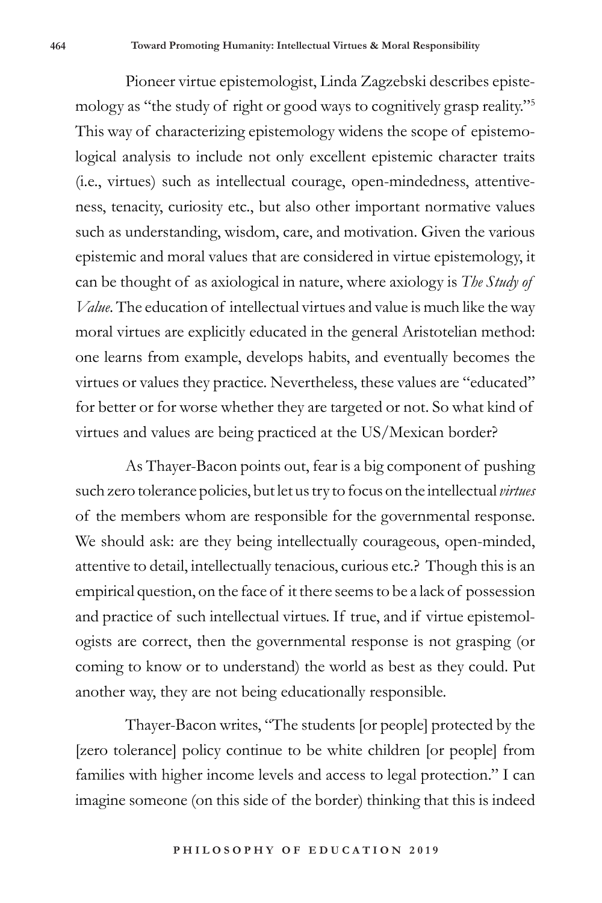Pioneer virtue epistemologist, Linda Zagzebski describes epistemology as "the study of right or good ways to cognitively grasp reality."[5] This way of characterizing epistemology widens the scope of epistemological analysis to include not only excellent epistemic character traits (i.e., virtues) such as intellectual courage, open-mindedness, attentiveness, tenacity, curiosity etc., but also other important normative values such as understanding, wisdom, care, and motivation. Given the various epistemic and moral values that are considered in virtue epistemology, it can be thought of as axiological in nature, where axiology is *The Study of Value*. The education of intellectual virtues and value is much like the way moral virtues are explicitly educated in the general Aristotelian method: one learns from example, develops habits, and eventually becomes the virtues or values they practice. Nevertheless, these values are "educated" for better or for worse whether they are targeted or not. So what kind of virtues and values are being practiced at the US/Mexican border?

As Thayer-Bacon points out, fear is a big component of pushing such zero tolerance policies, but let us try to focus on the intellectual *virtues* of the members whom are responsible for the governmental response. We should ask: are they being intellectually courageous, open-minded, attentive to detail, intellectually tenacious, curious etc.? Though this is an empirical question, on the face of it there seems to be a lack of possession and practice of such intellectual virtues. If true, and if virtue epistemologists are correct, then the governmental response is not grasping (or coming to know or to understand) the world as best as they could. Put another way, they are not being educationally responsible.

Thayer-Bacon writes, "The students [or people] protected by the [zero tolerance] policy continue to be white children [or people] from families with higher income levels and access to legal protection." I can imagine someone (on this side of the border) thinking that this is indeed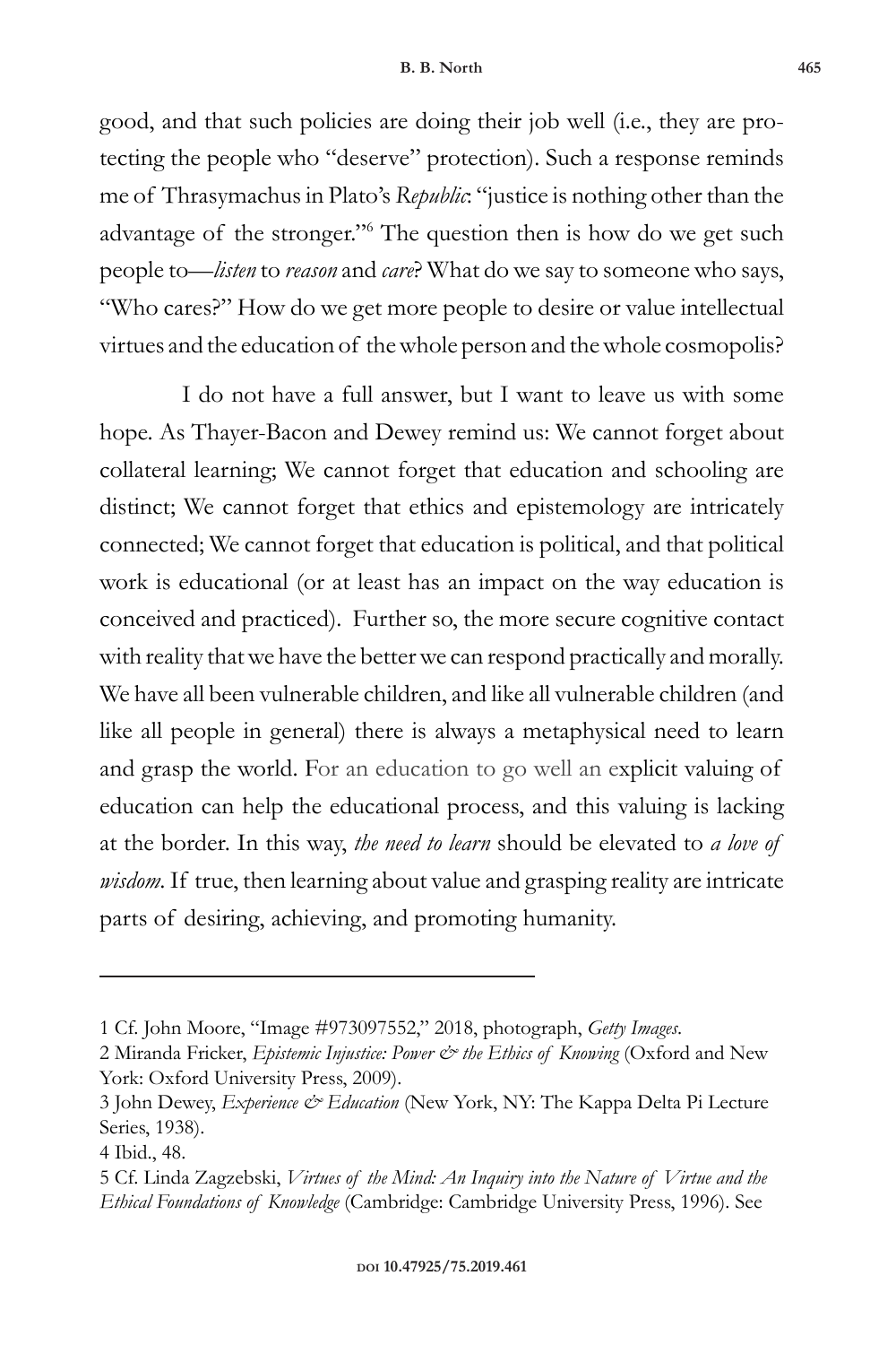good, and that such policies are doing their job well (i.e., they are protecting the people who "deserve" protection). Such a response reminds me of Thrasymachus in Plato's *Republic*: "justice is nothing other than the advantage of the stronger."[6] The question then is how do we get such people to—*listen* to *reason* and *care*? What do we say to someone who says, "Who cares?" How do we get more people to desire or value intellectual virtues and the education of the whole person and the whole cosmopolis?

I do not have a full answer, but I want to leave us with some hope. As Thayer-Bacon and Dewey remind us: We cannot forget about collateral learning; We cannot forget that education and schooling are distinct; We cannot forget that ethics and epistemology are intricately connected; We cannot forget that education is political, and that political work is educational (or at least has an impact on the way education is conceived and practiced). Further so, the more secure cognitive contact with reality that we have the better we can respond practically and morally. We have all been vulnerable children, and like all vulnerable children (and like all people in general) there is always a metaphysical need to learn and grasp the world. For an education to go well an explicit valuing of education can help the educational process, and this valuing is lacking at the border. In this way, *the need to learn* should be elevated to *a love of wisdom*. If true, then learning about value and grasping reality are intricate parts of desiring, achieving, and promoting humanity.

---

1 Cf. John Moore, "Image #973097552," 2018, photograph, *Getty Images*.

2 Miranda Fricker, *Epistemic Injustice: Power & the Ethics of Knowing* (Oxford and New York: Oxford University Press, 2009).

3 John Dewey, *Experience & Education* (New York, NY: The Kappa Delta Pi Lecture Series, 1938).

4 Ibid., 48.

5 Cf. Linda Zagzebski, *Virtues of the Mind: An Inquiry into the Nature of Virtue and the Ethical Foundations of Knowledge* (Cambridge: Cambridge University Press, 1996). See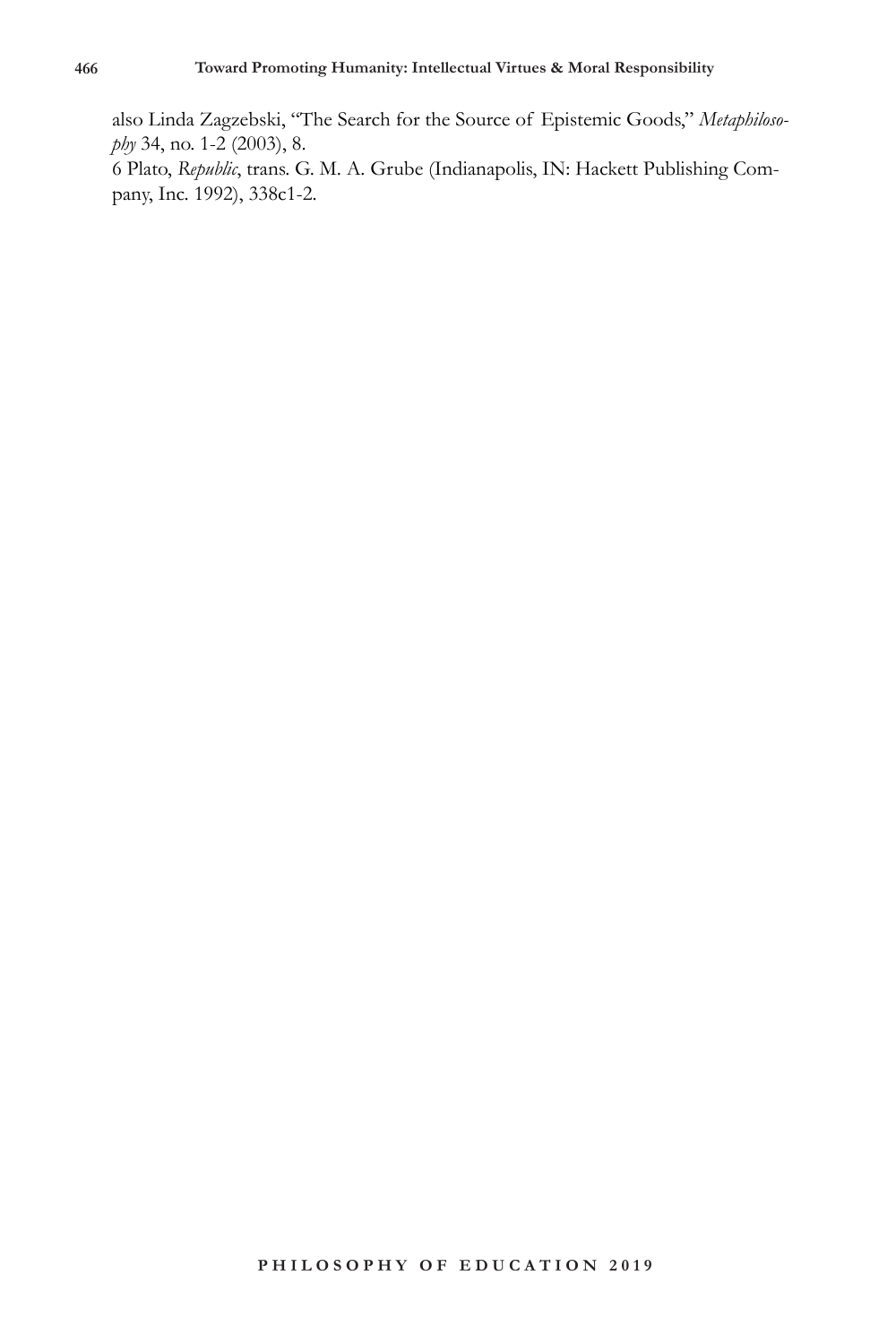also Linda Zagzebski, "The Search for the Source of Epistemic Goods," *Metaphilosophy* 34, no. 1-2 (2003), 8.

6 Plato, *Republic*, trans. G. M. A. Grube (Indianapolis, IN: Hackett Publishing Company, Inc. 1992), 338c1-2.